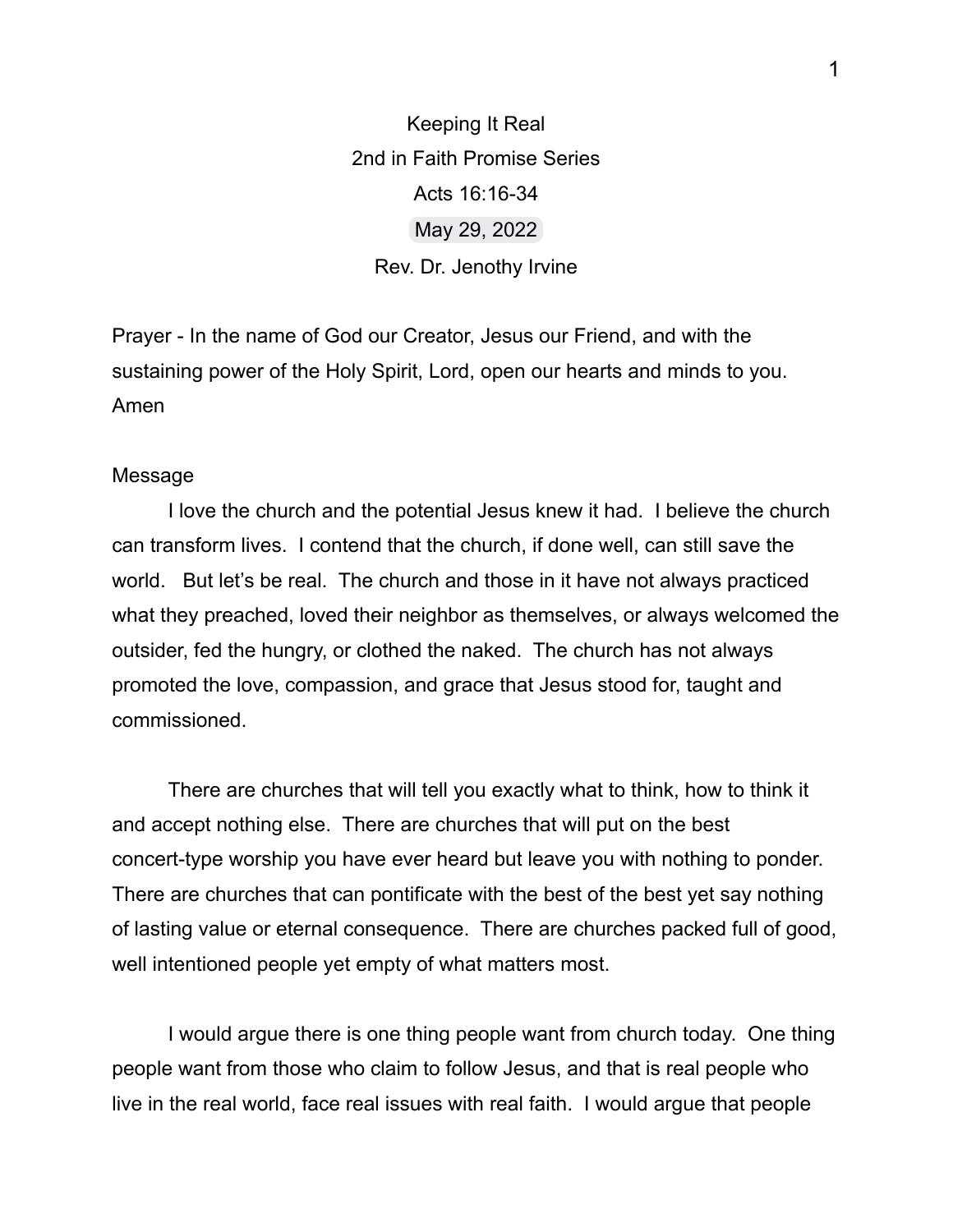Keeping It Real

2nd in Faith Promise Series

Acts 16:16-34

May 29, 2022

Rev. Dr. Jenothy Irvine

Prayer - In the name of God our Creator, Jesus our Friend, and with the sustaining power of the Holy Spirit, Lord, open our hearts and minds to you. Amen

Message

I love the church and the potential Jesus knew it had. I believe the church can transform lives. I contend that the church, if done well, can still save the world. But let's be real. The church and those in it have not always practiced what they preached, loved their neighbor as themselves, or always welcomed the outsider, fed the hungry, or clothed the naked. The church has not always promoted the love, compassion, and grace that Jesus stood for, taught and commissioned.

There are churches that will tell you exactly what to think, how to think it and accept nothing else. There are churches that will put on the best concert-type worship you have ever heard but leave you with nothing to ponder. There are churches that can pontificate with the best of the best yet say nothing of lasting value or eternal consequence. There are churches packed full of good, well intentioned people yet empty of what matters most.

I would argue there is one thing people want from church today. One thing people want from those who claim to follow Jesus, and that is real people who live in the real world, face real issues with real faith. I would argue that people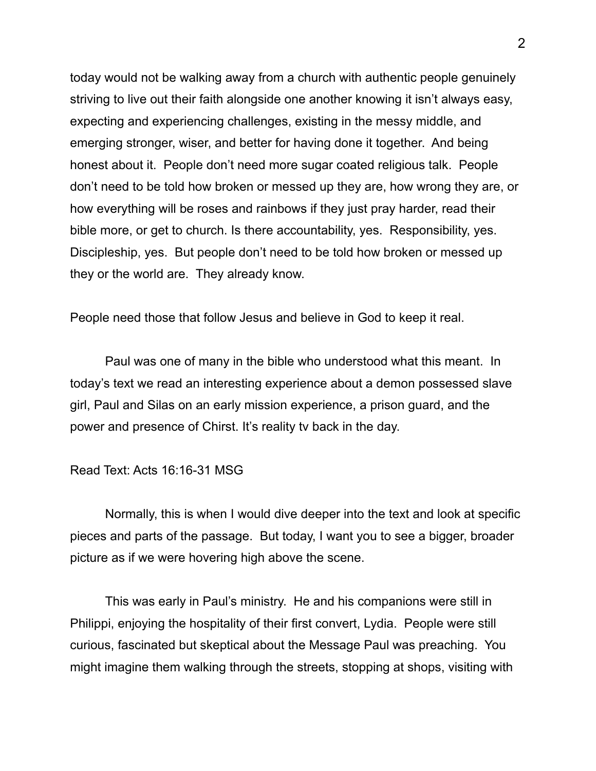today would not be walking away from a church with authentic people genuinely striving to live out their faith alongside one another knowing it isn't always easy, expecting and experiencing challenges, existing in the messy middle, and emerging stronger, wiser, and better for having done it together. And being honest about it. People don't need more sugar coated religious talk. People don't need to be told how broken or messed up they are, how wrong they are, or how everything will be roses and rainbows if they just pray harder, read their bible more, or get to church. Is there accountability, yes. Responsibility, yes. Discipleship, yes. But people don't need to be told how broken or messed up they or the world are. They already know.

People need those that follow Jesus and believe in God to keep it real.

Paul was one of many in the bible who understood what this meant. In today's text we read an interesting experience about a demon possessed slave girl, Paul and Silas on an early mission experience, a prison guard, and the power and presence of Chirst. It's reality tv back in the day.

Read Text: Acts 16:16-31 MSG

Normally, this is when I would dive deeper into the text and look at specific pieces and parts of the passage. But today, I want you to see a bigger, broader picture as if we were hovering high above the scene.

This was early in Paul's ministry. He and his companions were still in Philippi, enjoying the hospitality of their first convert, Lydia. People were still curious, fascinated but skeptical about the Message Paul was preaching. You might imagine them walking through the streets, stopping at shops, visiting with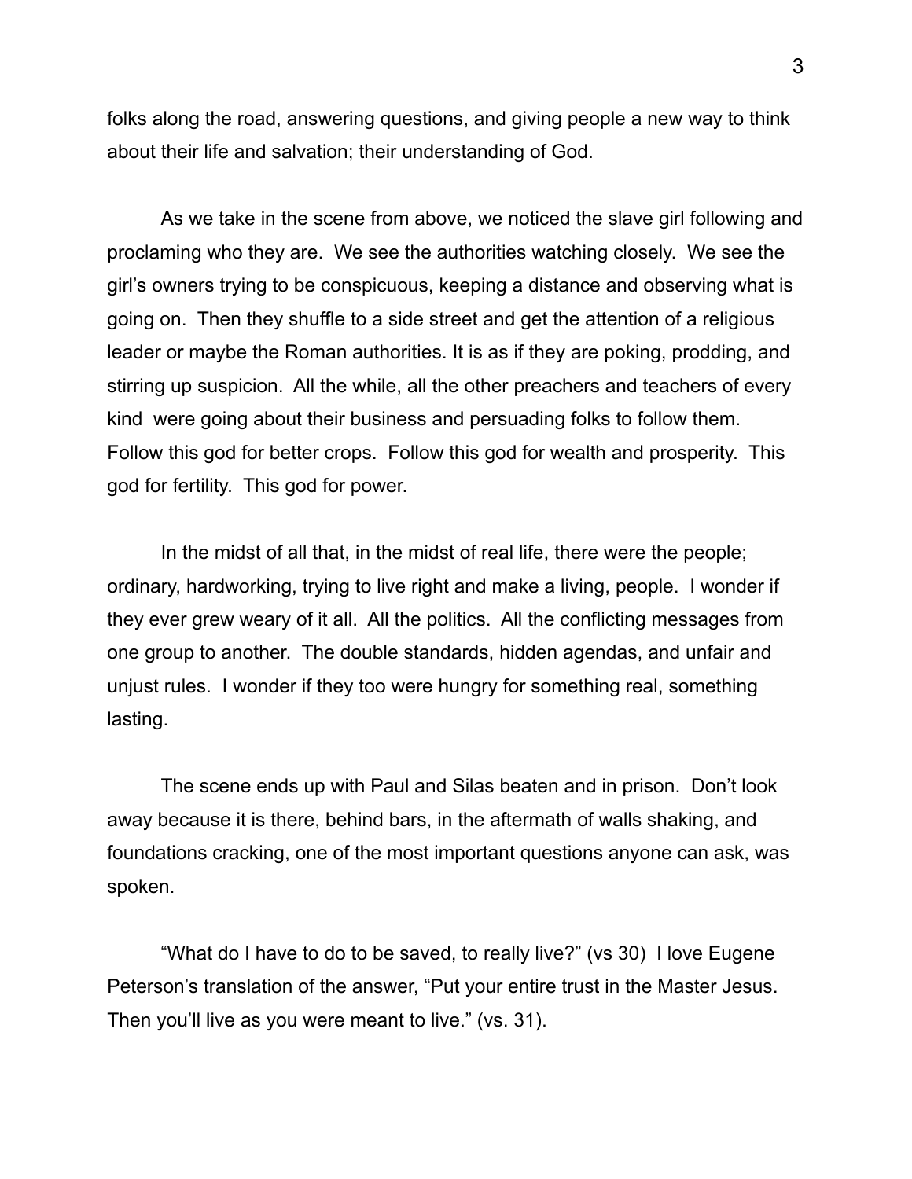folks along the road, answering questions, and giving people a new way to think about their life and salvation; their understanding of God.

As we take in the scene from above, we noticed the slave girl following and proclaming who they are. We see the authorities watching closely. We see the girl's owners trying to be conspicuous, keeping a distance and observing what is going on. Then they shuffle to a side street and get the attention of a religious leader or maybe the Roman authorities. It is as if they are poking, prodding, and stirring up suspicion. All the while, all the other preachers and teachers of every kind were going about their business and persuading folks to follow them. Follow this god for better crops. Follow this god for wealth and prosperity. This god for fertility. This god for power.

In the midst of all that, in the midst of real life, there were the people; ordinary, hardworking, trying to live right and make a living, people. I wonder if they ever grew weary of it all. All the politics. All the conflicting messages from one group to another. The double standards, hidden agendas, and unfair and unjust rules. I wonder if they too were hungry for something real, something lasting.

The scene ends up with Paul and Silas beaten and in prison. Don't look away because it is there, behind bars, in the aftermath of walls shaking, and foundations cracking, one of the most important questions anyone can ask, was spoken.

"What do I have to do to be saved, to really live?" (vs 30) I love Eugene Peterson's translation of the answer, "Put your entire trust in the Master Jesus. Then you'll live as you were meant to live." (vs. 31).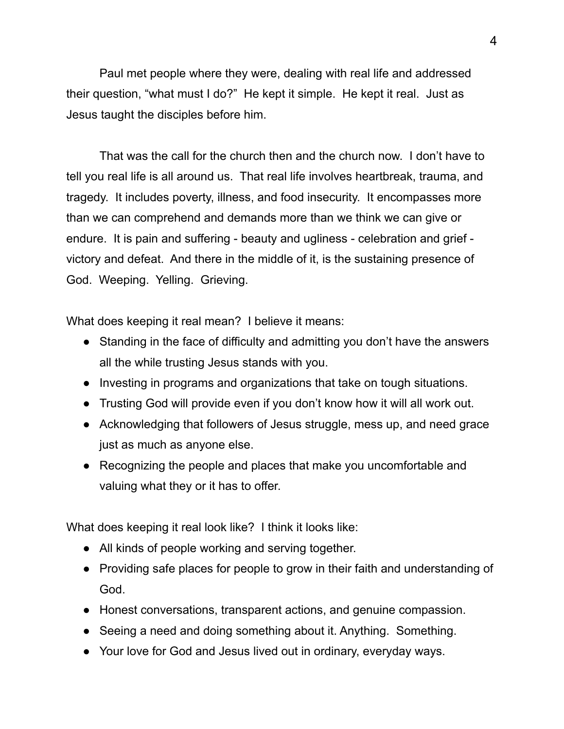Paul met people where they were, dealing with real life and addressed their question, "what must I do?" He kept it simple. He kept it real. Just as Jesus taught the disciples before him.

That was the call for the church then and the church now. I don't have to tell you real life is all around us. That real life involves heartbreak, trauma, and tragedy. It includes poverty, illness, and food insecurity. It encompasses more than we can comprehend and demands more than we think we can give or endure. It is pain and suffering - beauty and ugliness - celebration and grief - victory and defeat. And there in the middle of it, is the sustaining presence of God. Weeping. Yelling. Grieving.

What does keeping it real mean? I believe it means:

- Standing in the face of difficulty and admitting you don't have the answers all the while trusting Jesus stands with you.
- Investing in programs and organizations that take on tough situations.
- Trusting God will provide even if you don't know how it will all work out.
- Acknowledging that followers of Jesus struggle, mess up, and need grace just as much as anyone else.
- Recognizing the people and places that make you uncomfortable and valuing what they or it has to offer.

What does keeping it real look like? I think it looks like:

- All kinds of people working and serving together.
- Providing safe places for people to grow in their faith and understanding of God.
- Honest conversations, transparent actions, and genuine compassion.
- Seeing a need and doing something about it. Anything. Something.
- Your love for God and Jesus lived out in ordinary, everyday ways.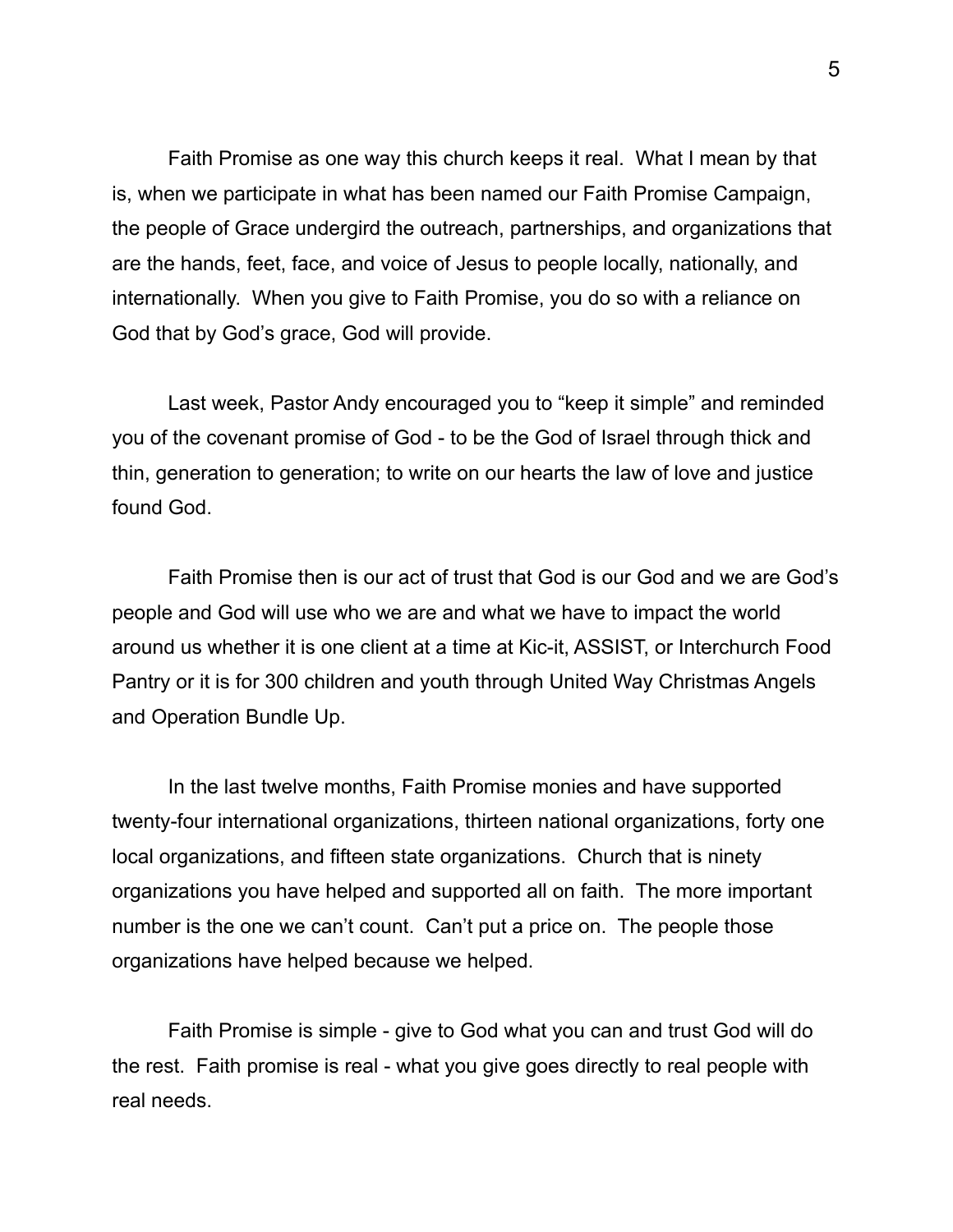Faith Promise as one way this church keeps it real. What I mean by that is, when we participate in what has been named our Faith Promise Campaign, the people of Grace undergird the outreach, partnerships, and organizations that are the hands, feet, face, and voice of Jesus to people locally, nationally, and internationally. When you give to Faith Promise, you do so with a reliance on God that by God's grace, God will provide.

Last week, Pastor Andy encouraged you to "keep it simple" and reminded you of the covenant promise of God - to be the God of Israel through thick and thin, generation to generation; to write on our hearts the law of love and justice found God.

Faith Promise then is our act of trust that God is our God and we are God's people and God will use who we are and what we have to impact the world around us whether it is one client at a time at Kic-it, ASSIST, or Interchurch Food Pantry or it is for 300 children and youth through United Way Christmas Angels and Operation Bundle Up.

In the last twelve months, Faith Promise monies and have supported twenty-four international organizations, thirteen national organizations, forty one local organizations, and fifteen state organizations. Church that is ninety organizations you have helped and supported all on faith. The more important number is the one we can't count. Can't put a price on. The people those organizations have helped because we helped.

Faith Promise is simple - give to God what you can and trust God will do the rest. Faith promise is real - what you give goes directly to real people with real needs.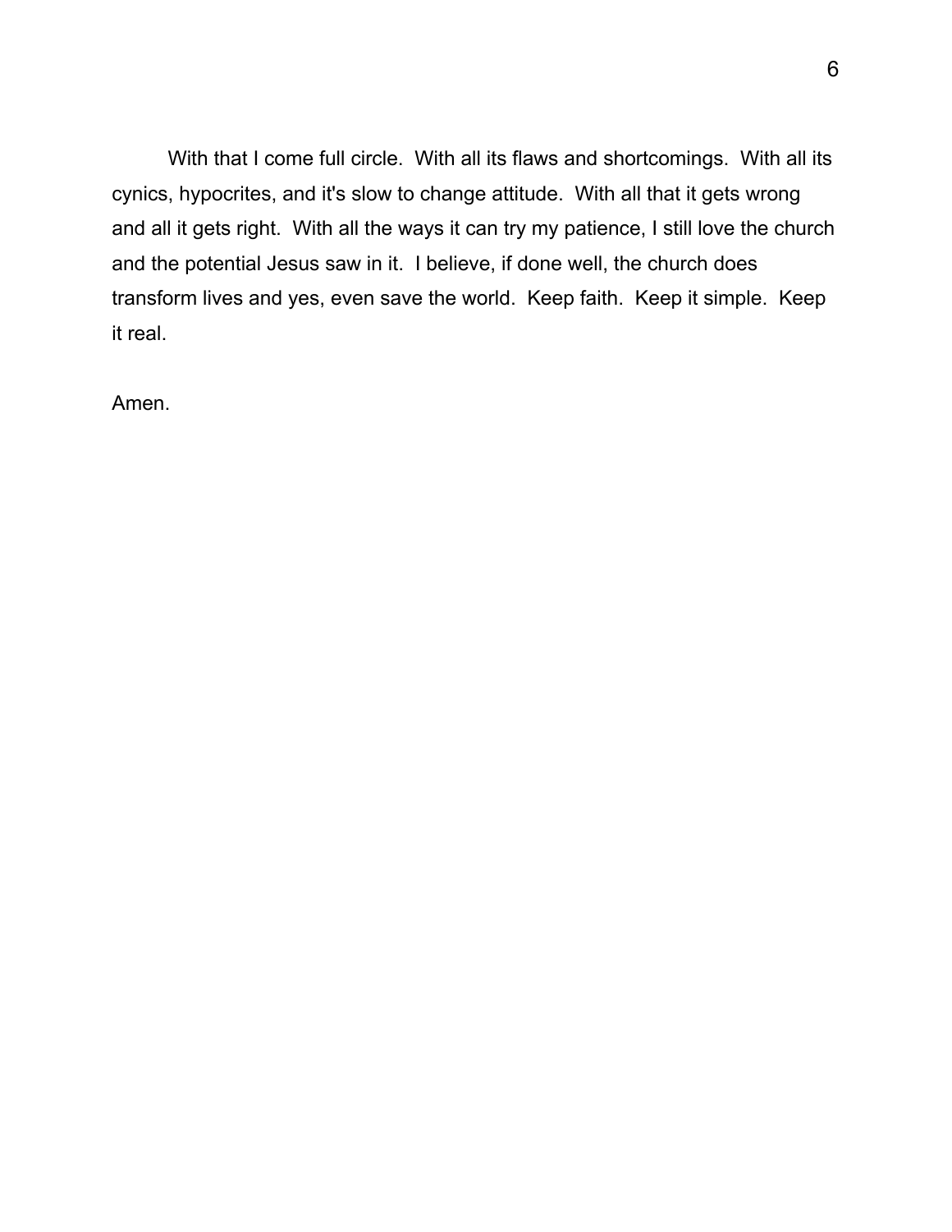With that I come full circle. With all its flaws and shortcomings. With all its cynics, hypocrites, and it's slow to change attitude. With all that it gets wrong and all it gets right. With all the ways it can try my patience, I still love the church and the potential Jesus saw in it. I believe, if done well, the church does transform lives and yes, even save the world. Keep faith. Keep it simple. Keep it real.

Amen.